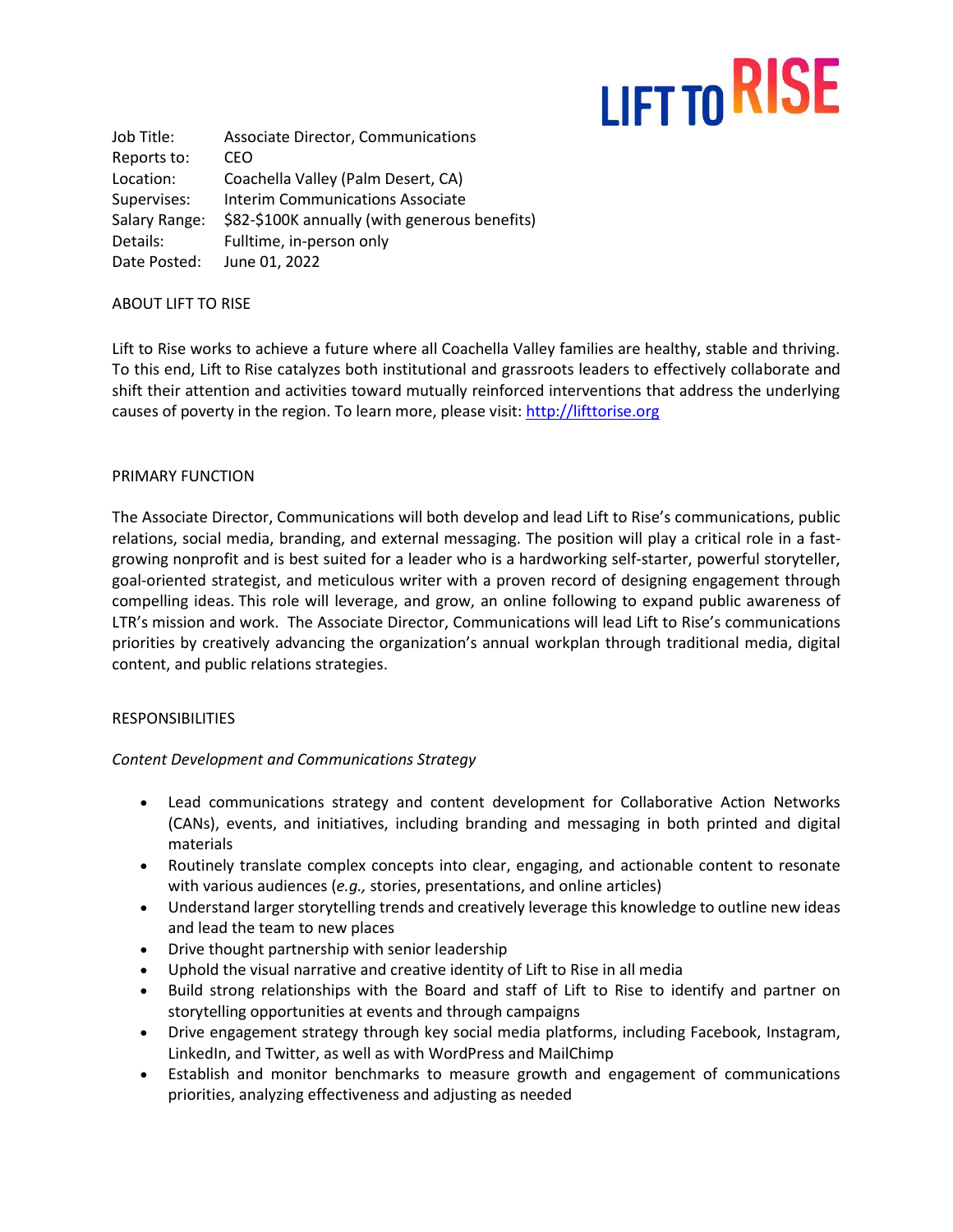LIFT TO RISE

| | |
|---|---|
| Job Title: | Associate Director, Communications |
| Reports to: | CEO |
| Location: | Coachella Valley (Palm Desert, CA) |
| Supervises: | Interim Communications Associate |
| Salary Range: | $82-$100K annually (with generous benefits) |
| Details: | Fulltime, in-person only |
| Date Posted: | June 01, 2022 |

## ABOUT LIFT TO RISE

Lift to Rise works to achieve a future where all Coachella Valley families are healthy, stable and thriving. To this end, Lift to Rise catalyzes both institutional and grassroots leaders to effectively collaborate and shift their attention and activities toward mutually reinforced interventions that address the underlying causes of poverty in the region. To learn more, please visit: http://lifttorise.org

## PRIMARY FUNCTION

The Associate Director, Communications will both develop and lead Lift to Rise's communications, public relations, social media, branding, and external messaging. The position will play a critical role in a fast-growing nonprofit and is best suited for a leader who is a hardworking self-starter, powerful storyteller, goal-oriented strategist, and meticulous writer with a proven record of designing engagement through compelling ideas. This role will leverage, and grow, an online following to expand public awareness of LTR's mission and work. The Associate Director, Communications will lead Lift to Rise's communications priorities by creatively advancing the organization's annual workplan through traditional media, digital content, and public relations strategies.

## RESPONSIBILITIES

*Content Development and Communications Strategy*

- Lead communications strategy and content development for Collaborative Action Networks (CANs), events, and initiatives, including branding and messaging in both printed and digital materials
- Routinely translate complex concepts into clear, engaging, and actionable content to resonate with various audiences (*e.g.,* stories, presentations, and online articles)
- Understand larger storytelling trends and creatively leverage this knowledge to outline new ideas and lead the team to new places
- Drive thought partnership with senior leadership
- Uphold the visual narrative and creative identity of Lift to Rise in all media
- Build strong relationships with the Board and staff of Lift to Rise to identify and partner on storytelling opportunities at events and through campaigns
- Drive engagement strategy through key social media platforms, including Facebook, Instagram, LinkedIn, and Twitter, as well as with WordPress and MailChimp
- Establish and monitor benchmarks to measure growth and engagement of communications priorities, analyzing effectiveness and adjusting as needed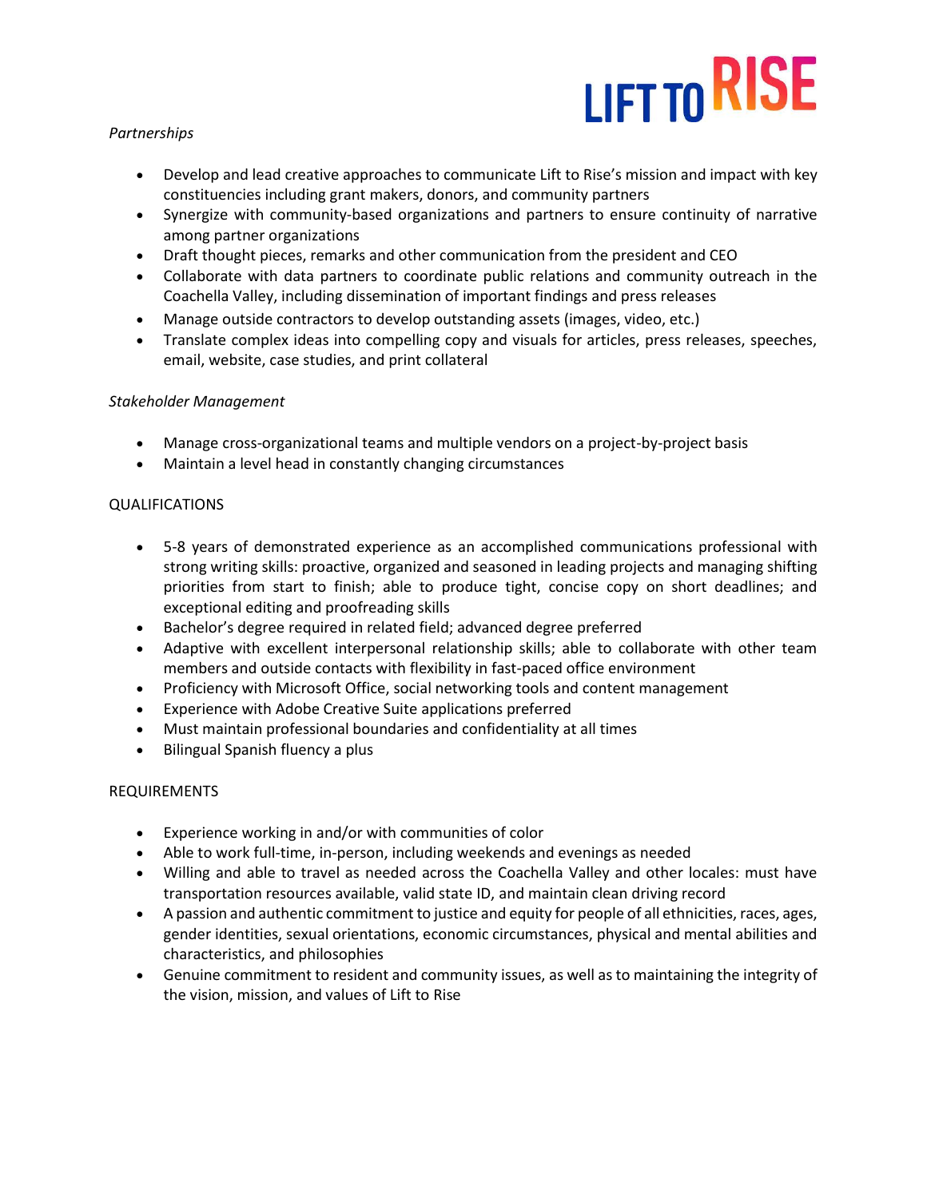*Partnerships*

- Develop and lead creative approaches to communicate Lift to Rise's mission and impact with key constituencies including grant makers, donors, and community partners
- Synergize with community-based organizations and partners to ensure continuity of narrative among partner organizations
- Draft thought pieces, remarks and other communication from the president and CEO
- Collaborate with data partners to coordinate public relations and community outreach in the Coachella Valley, including dissemination of important findings and press releases
- Manage outside contractors to develop outstanding assets (images, video, etc.)
- Translate complex ideas into compelling copy and visuals for articles, press releases, speeches, email, website, case studies, and print collateral

*Stakeholder Management*

- Manage cross-organizational teams and multiple vendors on a project-by-project basis
- Maintain a level head in constantly changing circumstances

QUALIFICATIONS

- 5-8 years of demonstrated experience as an accomplished communications professional with strong writing skills: proactive, organized and seasoned in leading projects and managing shifting priorities from start to finish; able to produce tight, concise copy on short deadlines; and exceptional editing and proofreading skills
- Bachelor's degree required in related field; advanced degree preferred
- Adaptive with excellent interpersonal relationship skills; able to collaborate with other team members and outside contacts with flexibility in fast-paced office environment
- Proficiency with Microsoft Office, social networking tools and content management
- Experience with Adobe Creative Suite applications preferred
- Must maintain professional boundaries and confidentiality at all times
- Bilingual Spanish fluency a plus

REQUIREMENTS

- Experience working in and/or with communities of color
- Able to work full-time, in-person, including weekends and evenings as needed
- Willing and able to travel as needed across the Coachella Valley and other locales: must have transportation resources available, valid state ID, and maintain clean driving record
- A passion and authentic commitment to justice and equity for people of all ethnicities, races, ages, gender identities, sexual orientations, economic circumstances, physical and mental abilities and characteristics, and philosophies
- Genuine commitment to resident and community issues, as well as to maintaining the integrity of the vision, mission, and values of Lift to Rise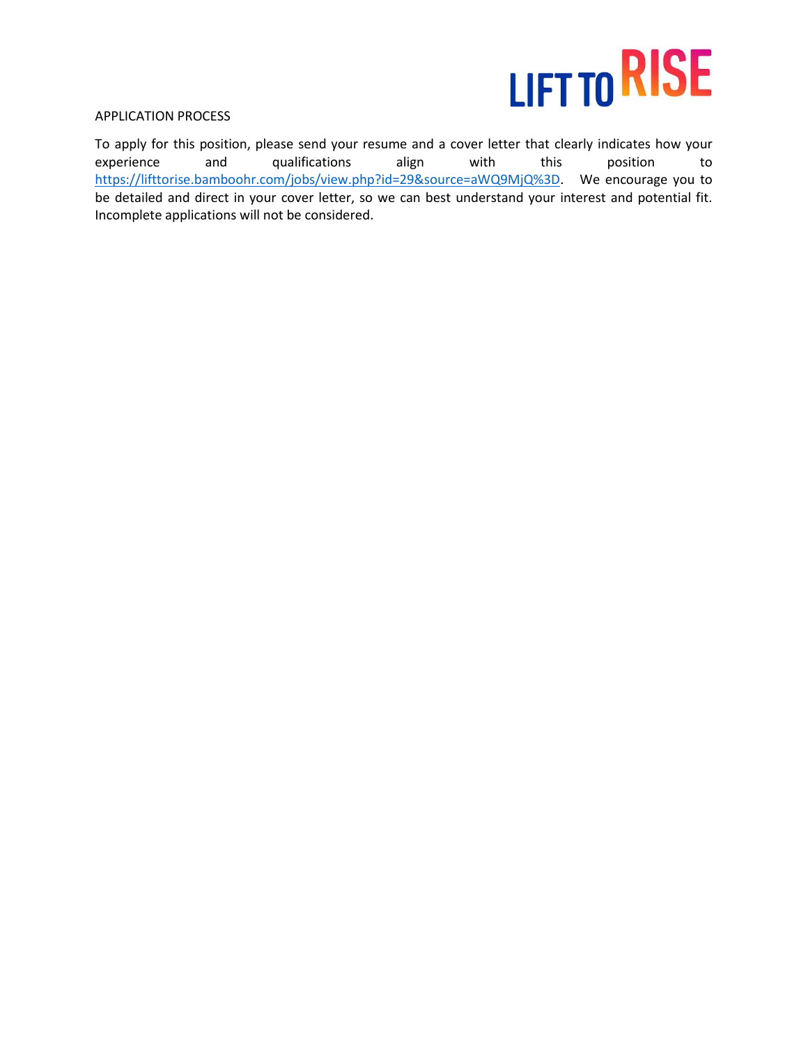APPLICATION PROCESS

To apply for this position, please send your resume and a cover letter that clearly indicates how your experience and qualifications align with this position to https://lifttorise.bamboohr.com/jobs/view.php?id=29&source=aWQ9MjQ%3D. We encourage you to be detailed and direct in your cover letter, so we can best understand your interest and potential fit. Incomplete applications will not be considered.